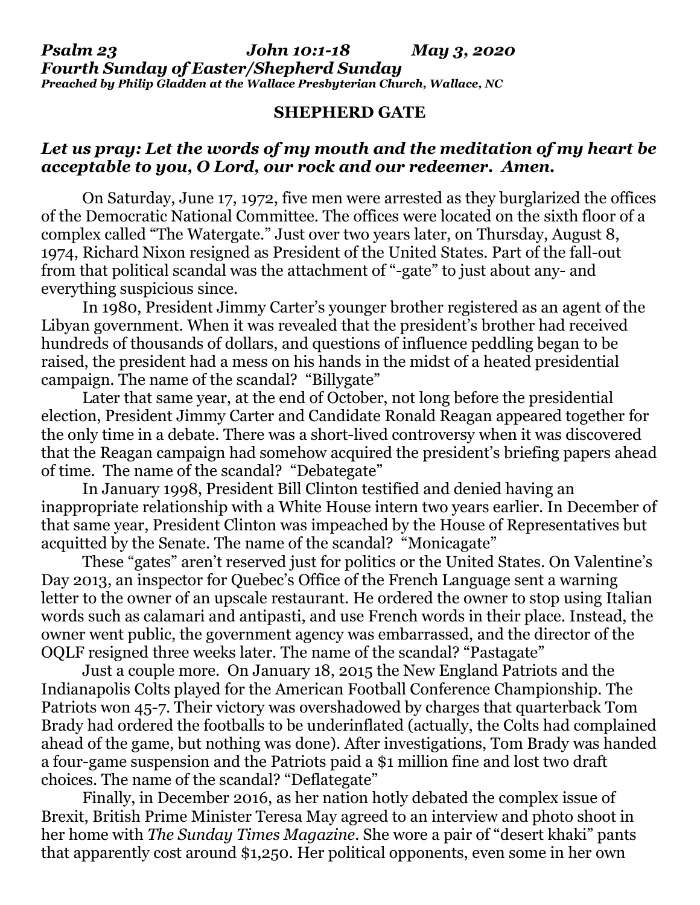*Psalm 23 John 10:1-18 May 3, 2020*
***Fourth Sunday of Easter/Shepherd Sunday***
***Preached by Philip Gladden at the Wallace Presbyterian Church, Wallace, NC***

## SHEPHERD GATE

***Let us pray: Let the words of my mouth and the meditation of my heart be acceptable to you, O Lord, our rock and our redeemer. Amen.***

On Saturday, June 17, 1972, five men were arrested as they burglarized the offices of the Democratic National Committee. The offices were located on the sixth floor of a complex called "The Watergate." Just over two years later, on Thursday, August 8, 1974, Richard Nixon resigned as President of the United States. Part of the fall-out from that political scandal was the attachment of "-gate" to just about any- and everything suspicious since.

In 1980, President Jimmy Carter's younger brother registered as an agent of the Libyan government. When it was revealed that the president's brother had received hundreds of thousands of dollars, and questions of influence peddling began to be raised, the president had a mess on his hands in the midst of a heated presidential campaign. The name of the scandal? "Billygate"

Later that same year, at the end of October, not long before the presidential election, President Jimmy Carter and Candidate Ronald Reagan appeared together for the only time in a debate. There was a short-lived controversy when it was discovered that the Reagan campaign had somehow acquired the president's briefing papers ahead of time. The name of the scandal? "Debategate"

In January 1998, President Bill Clinton testified and denied having an inappropriate relationship with a White House intern two years earlier. In December of that same year, President Clinton was impeached by the House of Representatives but acquitted by the Senate. The name of the scandal? "Monicagate"

These "gates" aren't reserved just for politics or the United States. On Valentine's Day 2013, an inspector for Quebec's Office of the French Language sent a warning letter to the owner of an upscale restaurant. He ordered the owner to stop using Italian words such as calamari and antipasti, and use French words in their place. Instead, the owner went public, the government agency was embarrassed, and the director of the OQLF resigned three weeks later. The name of the scandal? "Pastagate"

Just a couple more. On January 18, 2015 the New England Patriots and the Indianapolis Colts played for the American Football Conference Championship. The Patriots won 45-7. Their victory was overshadowed by charges that quarterback Tom Brady had ordered the footballs to be underinflated (actually, the Colts had complained ahead of the game, but nothing was done). After investigations, Tom Brady was handed a four-game suspension and the Patriots paid a $1 million fine and lost two draft choices. The name of the scandal? "Deflategate"

Finally, in December 2016, as her nation hotly debated the complex issue of Brexit, British Prime Minister Teresa May agreed to an interview and photo shoot in her home with *The Sunday Times Magazine*. She wore a pair of "desert khaki" pants that apparently cost around $1,250. Her political opponents, even some in her own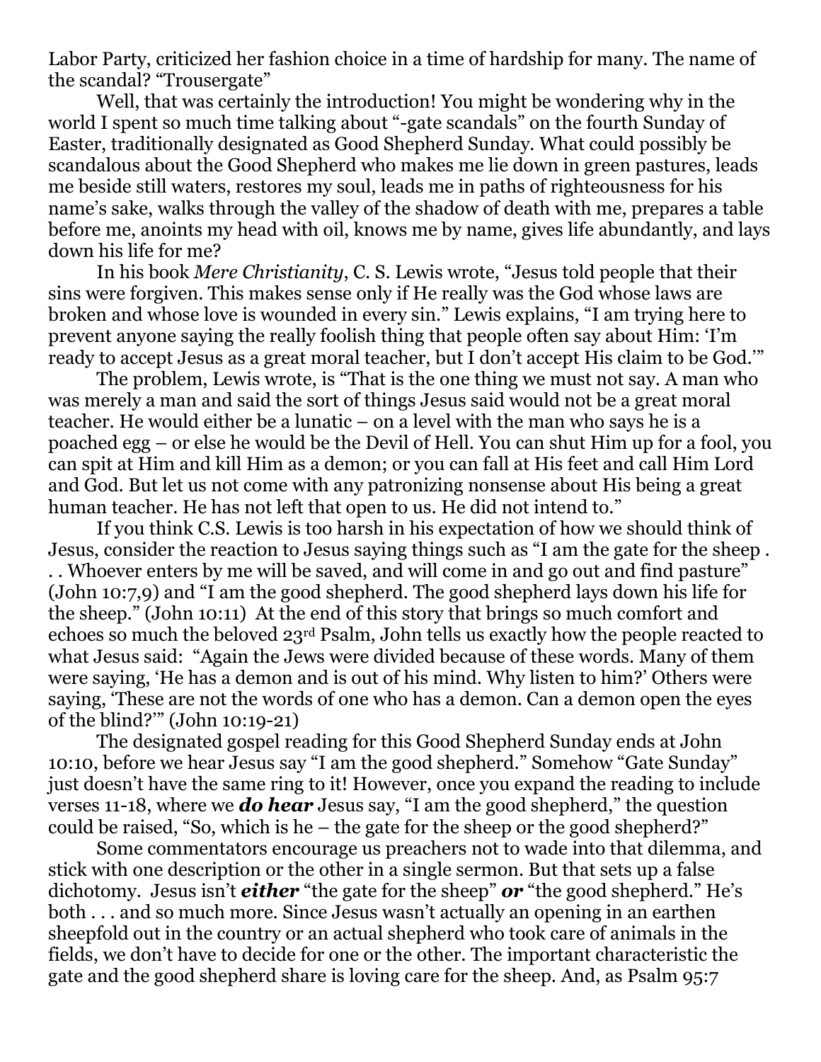Labor Party, criticized her fashion choice in a time of hardship for many. The name of the scandal? "Trousergate"

Well, that was certainly the introduction! You might be wondering why in the world I spent so much time talking about "-gate scandals" on the fourth Sunday of Easter, traditionally designated as Good Shepherd Sunday. What could possibly be scandalous about the Good Shepherd who makes me lie down in green pastures, leads me beside still waters, restores my soul, leads me in paths of righteousness for his name's sake, walks through the valley of the shadow of death with me, prepares a table before me, anoints my head with oil, knows me by name, gives life abundantly, and lays down his life for me?

In his book *Mere Christianity*, C. S. Lewis wrote, "Jesus told people that their sins were forgiven. This makes sense only if He really was the God whose laws are broken and whose love is wounded in every sin." Lewis explains, "I am trying here to prevent anyone saying the really foolish thing that people often say about Him: 'I'm ready to accept Jesus as a great moral teacher, but I don't accept His claim to be God.'"

The problem, Lewis wrote, is "That is the one thing we must not say. A man who was merely a man and said the sort of things Jesus said would not be a great moral teacher. He would either be a lunatic – on a level with the man who says he is a poached egg – or else he would be the Devil of Hell. You can shut Him up for a fool, you can spit at Him and kill Him as a demon; or you can fall at His feet and call Him Lord and God. But let us not come with any patronizing nonsense about His being a great human teacher. He has not left that open to us. He did not intend to."

If you think C.S. Lewis is too harsh in his expectation of how we should think of Jesus, consider the reaction to Jesus saying things such as "I am the gate for the sheep . . . Whoever enters by me will be saved, and will come in and go out and find pasture" (John 10:7,9) and "I am the good shepherd. The good shepherd lays down his life for the sheep." (John 10:11) At the end of this story that brings so much comfort and echoes so much the beloved 23rd Psalm, John tells us exactly how the people reacted to what Jesus said: "Again the Jews were divided because of these words. Many of them were saying, 'He has a demon and is out of his mind. Why listen to him?' Others were saying, 'These are not the words of one who has a demon. Can a demon open the eyes of the blind?'" (John 10:19-21)

The designated gospel reading for this Good Shepherd Sunday ends at John 10:10, before we hear Jesus say "I am the good shepherd." Somehow "Gate Sunday" just doesn't have the same ring to it! However, once you expand the reading to include verses 11-18, where we ***do hear*** Jesus say, "I am the good shepherd," the question could be raised, "So, which is he – the gate for the sheep or the good shepherd?"

Some commentators encourage us preachers not to wade into that dilemma, and stick with one description or the other in a single sermon. But that sets up a false dichotomy. Jesus isn't ***either*** "the gate for the sheep" ***or*** "the good shepherd." He's both . . . and so much more. Since Jesus wasn't actually an opening in an earthen sheepfold out in the country or an actual shepherd who took care of animals in the fields, we don't have to decide for one or the other. The important characteristic the gate and the good shepherd share is loving care for the sheep. And, as Psalm 95:7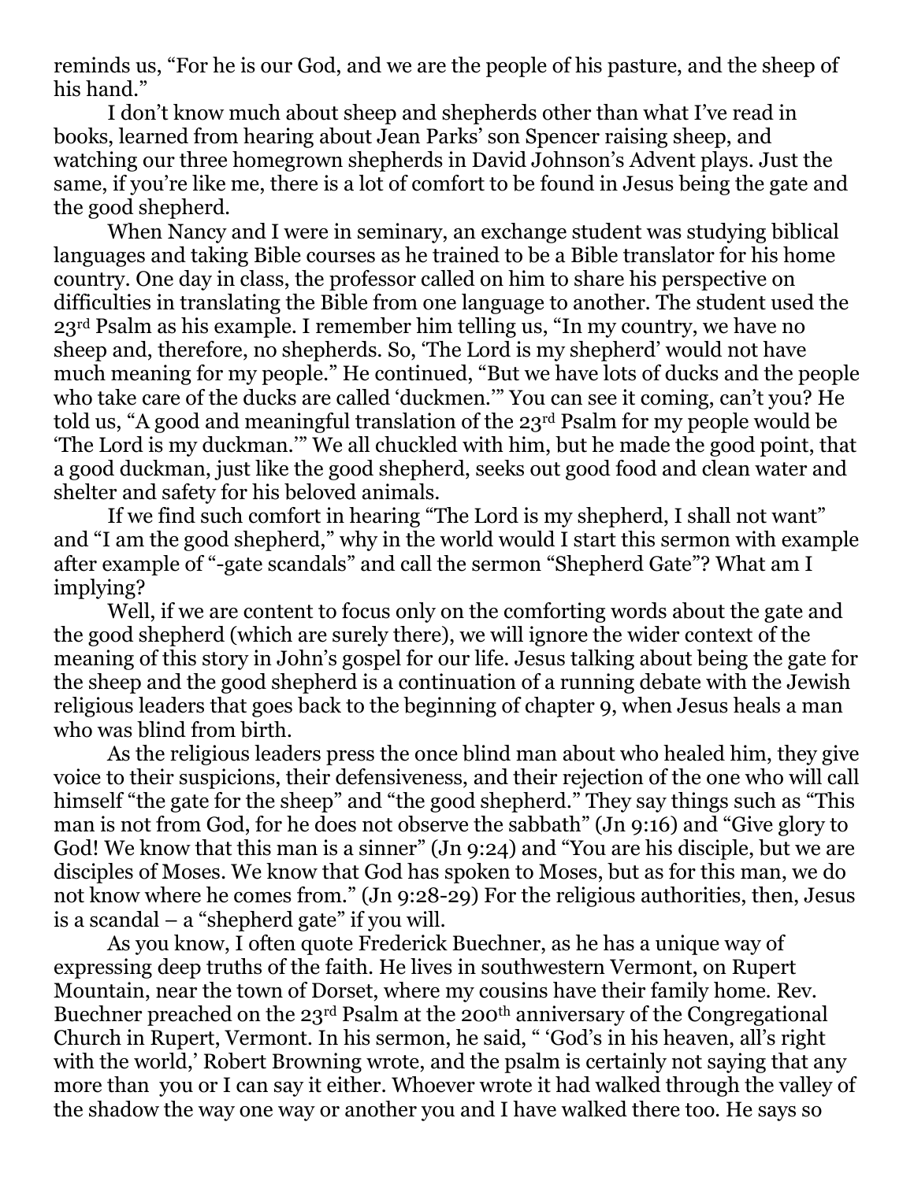reminds us, “For he is our God, and we are the people of his pasture, and the sheep of his hand.”

I don’t know much about sheep and shepherds other than what I’ve read in books, learned from hearing about Jean Parks’ son Spencer raising sheep, and watching our three homegrown shepherds in David Johnson’s Advent plays. Just the same, if you’re like me, there is a lot of comfort to be found in Jesus being the gate and the good shepherd.

When Nancy and I were in seminary, an exchange student was studying biblical languages and taking Bible courses as he trained to be a Bible translator for his home country. One day in class, the professor called on him to share his perspective on difficulties in translating the Bible from one language to another. The student used the 23rd Psalm as his example. I remember him telling us, “In my country, we have no sheep and, therefore, no shepherds. So, ‘The Lord is my shepherd’ would not have much meaning for my people.” He continued, “But we have lots of ducks and the people who take care of the ducks are called ‘duckmen.’” You can see it coming, can’t you? He told us, “A good and meaningful translation of the 23rd Psalm for my people would be ‘The Lord is my duckman.’” We all chuckled with him, but he made the good point, that a good duckman, just like the good shepherd, seeks out good food and clean water and shelter and safety for his beloved animals.

If we find such comfort in hearing “The Lord is my shepherd, I shall not want” and “I am the good shepherd,” why in the world would I start this sermon with example after example of “-gate scandals” and call the sermon “Shepherd Gate”? What am I implying?

Well, if we are content to focus only on the comforting words about the gate and the good shepherd (which are surely there), we will ignore the wider context of the meaning of this story in John’s gospel for our life. Jesus talking about being the gate for the sheep and the good shepherd is a continuation of a running debate with the Jewish religious leaders that goes back to the beginning of chapter 9, when Jesus heals a man who was blind from birth.

As the religious leaders press the once blind man about who healed him, they give voice to their suspicions, their defensiveness, and their rejection of the one who will call himself “the gate for the sheep” and “the good shepherd.” They say things such as “This man is not from God, for he does not observe the sabbath” (Jn 9:16) and “Give glory to God! We know that this man is a sinner” (Jn 9:24) and “You are his disciple, but we are disciples of Moses. We know that God has spoken to Moses, but as for this man, we do not know where he comes from.” (Jn 9:28-29) For the religious authorities, then, Jesus is a scandal – a “shepherd gate” if you will.

As you know, I often quote Frederick Buechner, as he has a unique way of expressing deep truths of the faith. He lives in southwestern Vermont, on Rupert Mountain, near the town of Dorset, where my cousins have their family home. Rev. Buechner preached on the 23rd Psalm at the 200th anniversary of the Congregational Church in Rupert, Vermont. In his sermon, he said, “ ‘God’s in his heaven, all’s right with the world,’ Robert Browning wrote, and the psalm is certainly not saying that any more than you or I can say it either. Whoever wrote it had walked through the valley of the shadow the way one way or another you and I have walked there too. He says so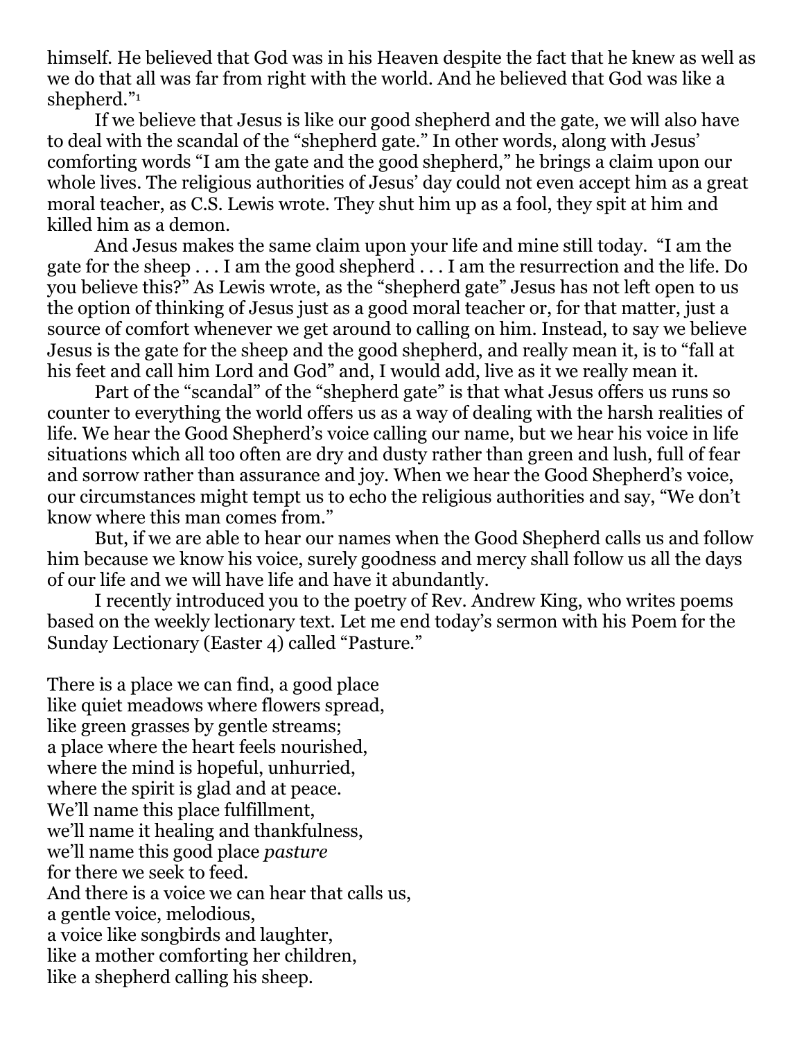himself. He believed that God was in his Heaven despite the fact that he knew as well as we do that all was far from right with the world. And he believed that God was like a shepherd."[1]

If we believe that Jesus is like our good shepherd and the gate, we will also have to deal with the scandal of the "shepherd gate." In other words, along with Jesus' comforting words "I am the gate and the good shepherd," he brings a claim upon our whole lives. The religious authorities of Jesus' day could not even accept him as a great moral teacher, as C.S. Lewis wrote. They shut him up as a fool, they spit at him and killed him as a demon.

And Jesus makes the same claim upon your life and mine still today. "I am the gate for the sheep . . . I am the good shepherd . . . I am the resurrection and the life. Do you believe this?" As Lewis wrote, as the "shepherd gate" Jesus has not left open to us the option of thinking of Jesus just as a good moral teacher or, for that matter, just a source of comfort whenever we get around to calling on him. Instead, to say we believe Jesus is the gate for the sheep and the good shepherd, and really mean it, is to "fall at his feet and call him Lord and God" and, I would add, live as it we really mean it.

Part of the "scandal" of the "shepherd gate" is that what Jesus offers us runs so counter to everything the world offers us as a way of dealing with the harsh realities of life. We hear the Good Shepherd's voice calling our name, but we hear his voice in life situations which all too often are dry and dusty rather than green and lush, full of fear and sorrow rather than assurance and joy. When we hear the Good Shepherd's voice, our circumstances might tempt us to echo the religious authorities and say, "We don't know where this man comes from."

But, if we are able to hear our names when the Good Shepherd calls us and follow him because we know his voice, surely goodness and mercy shall follow us all the days of our life and we will have life and have it abundantly.

I recently introduced you to the poetry of Rev. Andrew King, who writes poems based on the weekly lectionary text. Let me end today's sermon with his Poem for the Sunday Lectionary (Easter 4) called "Pasture."

There is a place we can find, a good place
like quiet meadows where flowers spread,
like green grasses by gentle streams;
a place where the heart feels nourished,
where the mind is hopeful, unhurried,
where the spirit is glad and at peace.
We'll name this place fulfillment,
we'll name it healing and thankfulness,
we'll name this good place *pasture*
for there we seek to feed.
And there is a voice we can hear that calls us,
a gentle voice, melodious,
a voice like songbirds and laughter,
like a mother comforting her children,
like a shepherd calling his sheep.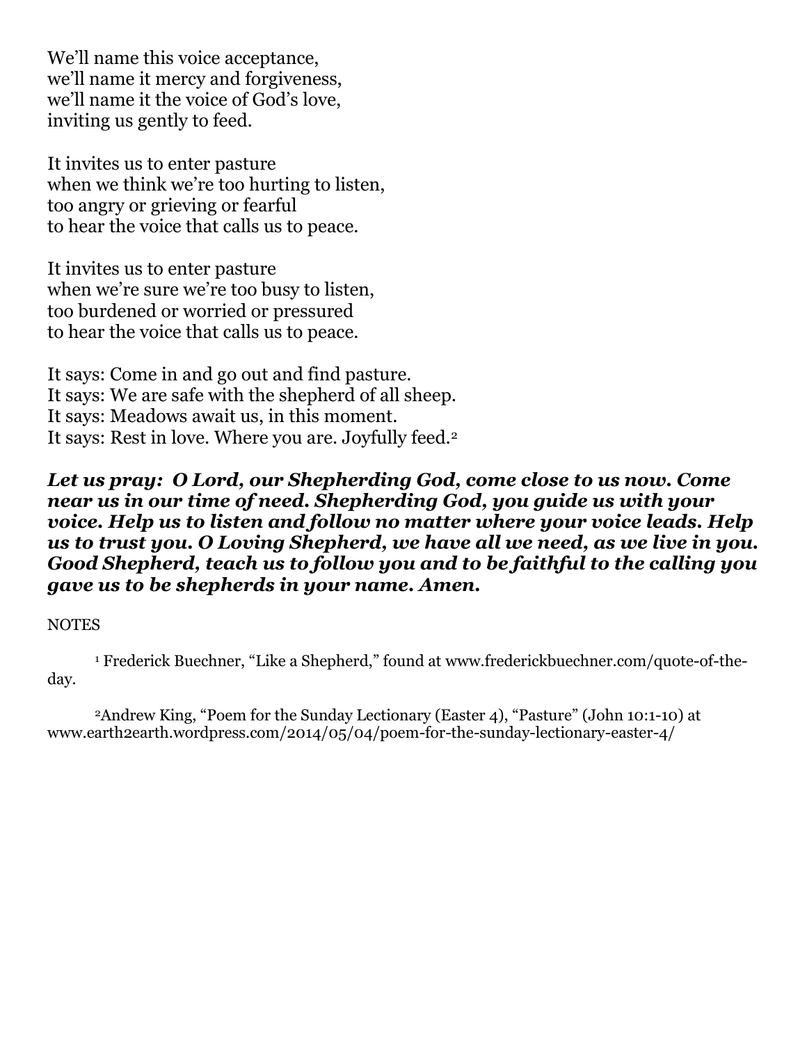We'll name this voice acceptance,
we'll name it mercy and forgiveness,
we'll name it the voice of God's love,
inviting us gently to feed.

It invites us to enter pasture
when we think we're too hurting to listen,
too angry or grieving or fearful
to hear the voice that calls us to peace.

It invites us to enter pasture
when we're sure we're too busy to listen,
too burdened or worried or pressured
to hear the voice that calls us to peace.

It says: Come in and go out and find pasture.
It says: We are safe with the shepherd of all sheep.
It says: Meadows await us, in this moment.
It says: Rest in love. Where you are. Joyfully feed.[2]

***Let us pray: O Lord, our Shepherding God, come close to us now. Come near us in our time of need. Shepherding God, you guide us with your voice. Help us to listen and follow no matter where your voice leads. Help us to trust you. O Loving Shepherd, we have all we need, as we live in you. Good Shepherd, teach us to follow you and to be faithful to the calling you gave us to be shepherds in your name. Amen.***

NOTES

[1] Frederick Buechner, "Like a Shepherd," found at www.frederickbuechner.com/quote-of-the-day.

[2] Andrew King, "Poem for the Sunday Lectionary (Easter 4), "Pasture" (John 10:1-10) at www.earth2earth.wordpress.com/2014/05/04/poem-for-the-sunday-lectionary-easter-4/